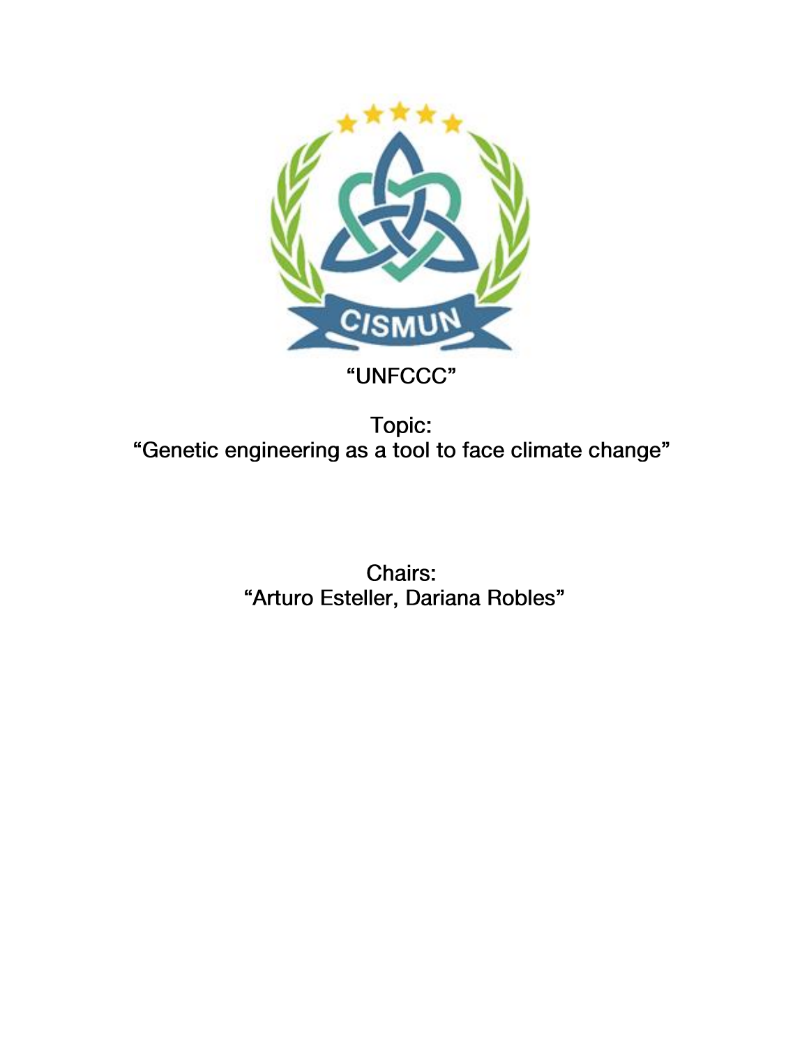CISMUN

“UNFCCC”

Topic:
“Genetic engineering as a tool to face climate change”

Chairs:
“Arturo Esteller, Dariana Robles”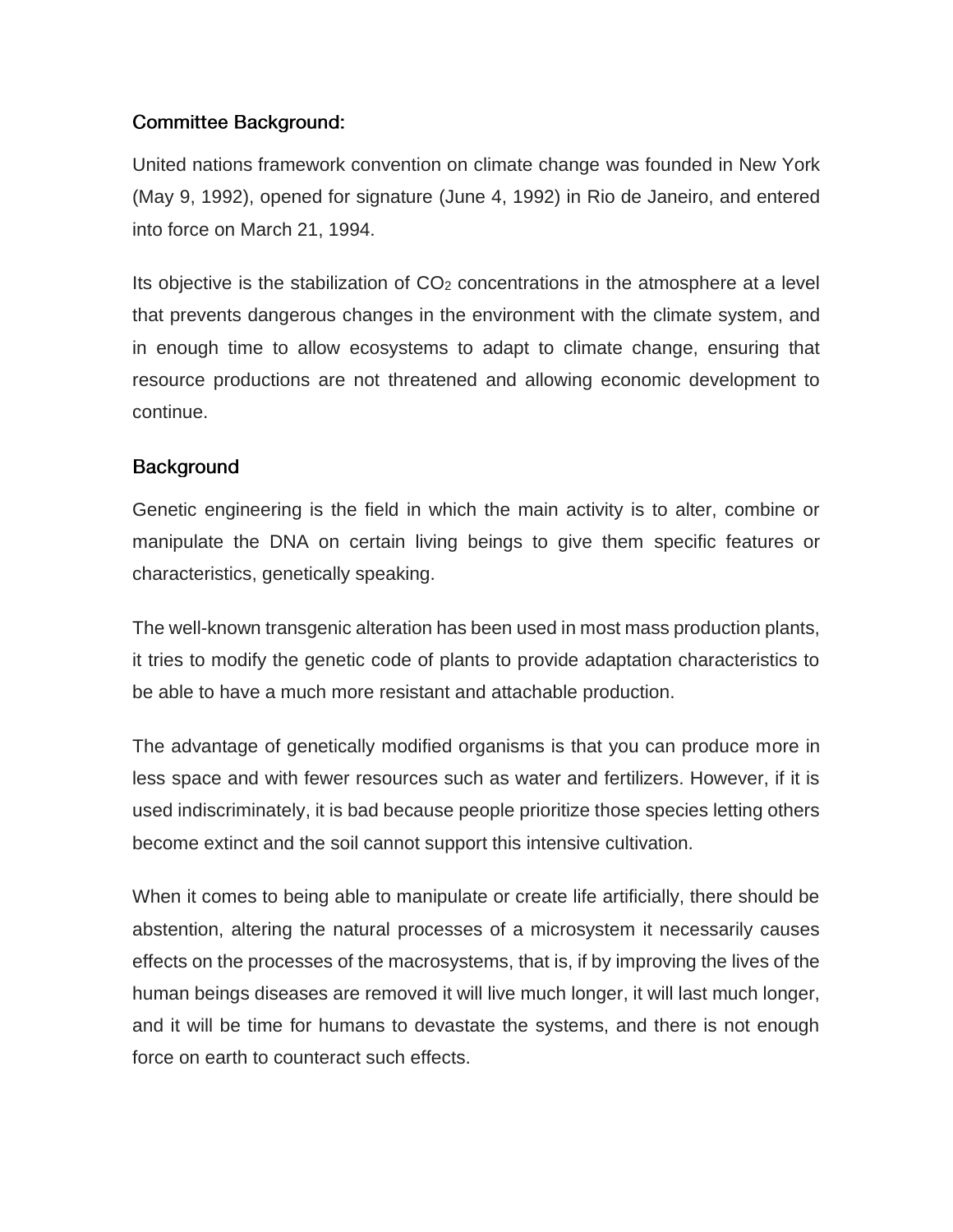## Committee Background:

United nations framework convention on climate change was founded in New York (May 9, 1992), opened for signature (June 4, 1992) in Rio de Janeiro, and entered into force on March 21, 1994.

Its objective is the stabilization of $CO_2$ concentrations in the atmosphere at a level that prevents dangerous changes in the environment with the climate system, and in enough time to allow ecosystems to adapt to climate change, ensuring that resource productions are not threatened and allowing economic development to continue.

## Background

Genetic engineering is the field in which the main activity is to alter, combine or manipulate the DNA on certain living beings to give them specific features or characteristics, genetically speaking.

The well-known transgenic alteration has been used in most mass production plants, it tries to modify the genetic code of plants to provide adaptation characteristics to be able to have a much more resistant and attachable production.

The advantage of genetically modified organisms is that you can produce more in less space and with fewer resources such as water and fertilizers. However, if it is used indiscriminately, it is bad because people prioritize those species letting others become extinct and the soil cannot support this intensive cultivation.

When it comes to being able to manipulate or create life artificially, there should be abstention, altering the natural processes of a microsystem it necessarily causes effects on the processes of the macrosystems, that is, if by improving the lives of the human beings diseases are removed it will live much longer, it will last much longer, and it will be time for humans to devastate the systems, and there is not enough force on earth to counteract such effects.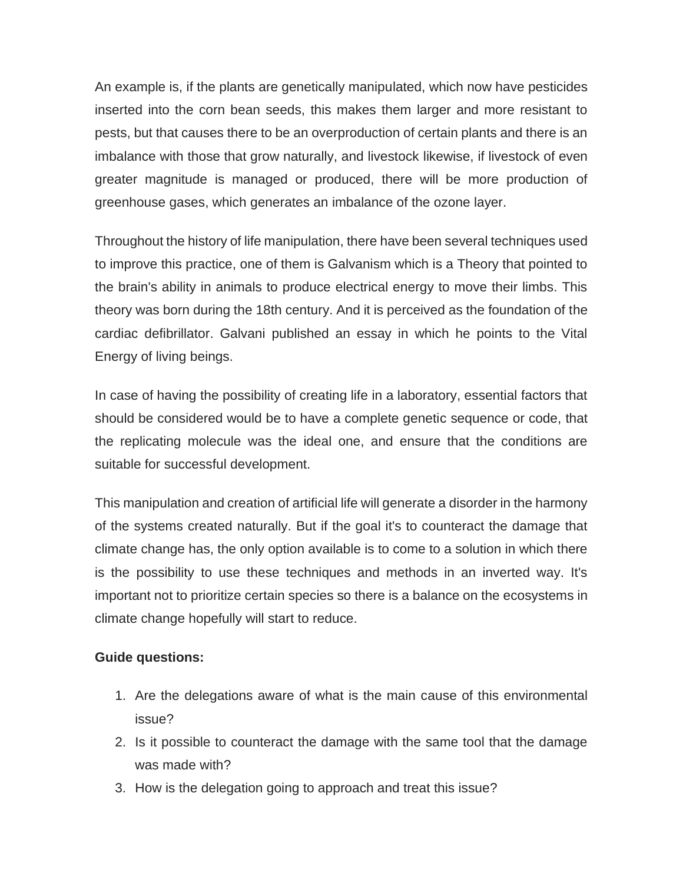An example is, if the plants are genetically manipulated, which now have pesticides inserted into the corn bean seeds, this makes them larger and more resistant to pests, but that causes there to be an overproduction of certain plants and there is an imbalance with those that grow naturally, and livestock likewise, if livestock of even greater magnitude is managed or produced, there will be more production of greenhouse gases, which generates an imbalance of the ozone layer.

Throughout the history of life manipulation, there have been several techniques used to improve this practice, one of them is Galvanism which is a Theory that pointed to the brain's ability in animals to produce electrical energy to move their limbs. This theory was born during the 18th century. And it is perceived as the foundation of the cardiac defibrillator. Galvani published an essay in which he points to the Vital Energy of living beings.

In case of having the possibility of creating life in a laboratory, essential factors that should be considered would be to have a complete genetic sequence or code, that the replicating molecule was the ideal one, and ensure that the conditions are suitable for successful development.

This manipulation and creation of artificial life will generate a disorder in the harmony of the systems created naturally. But if the goal it's to counteract the damage that climate change has, the only option available is to come to a solution in which there is the possibility to use these techniques and methods in an inverted way. It's important not to prioritize certain species so there is a balance on the ecosystems in climate change hopefully will start to reduce.

**Guide questions:**

1. Are the delegations aware of what is the main cause of this environmental issue?
2. Is it possible to counteract the damage with the same tool that the damage was made with?
3. How is the delegation going to approach and treat this issue?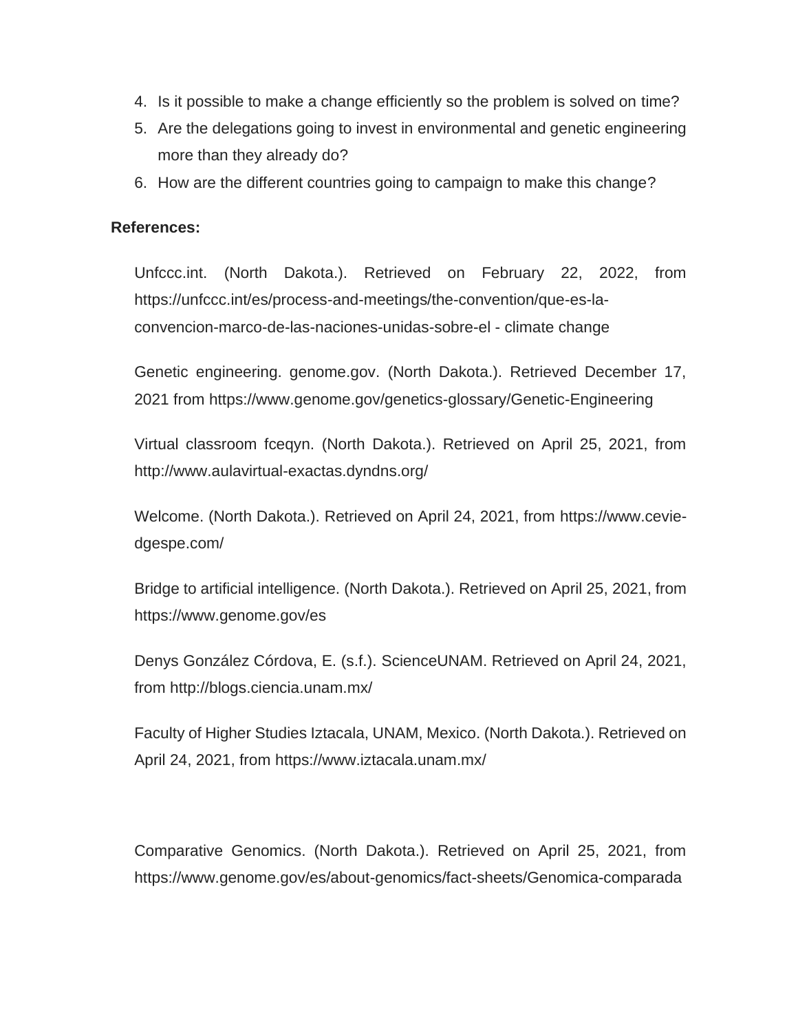4. Is it possible to make a change efficiently so the problem is solved on time?
5. Are the delegations going to invest in environmental and genetic engineering more than they already do?
6. How are the different countries going to campaign to make this change?

**References:**

Unfccc.int. (North Dakota.). Retrieved on February 22, 2022, from https://unfccc.int/es/process-and-meetings/the-convention/que-es-la-convencion-marco-de-las-naciones-unidas-sobre-el - climate change

Genetic engineering. genome.gov. (North Dakota.). Retrieved December 17, 2021 from https://www.genome.gov/genetics-glossary/Genetic-Engineering

Virtual classroom fceqyn. (North Dakota.). Retrieved on April 25, 2021, from http://www.aulavirtual-exactas.dyndns.org/

Welcome. (North Dakota.). Retrieved on April 24, 2021, from https://www.cevie-dgespe.com/

Bridge to artificial intelligence. (North Dakota.). Retrieved on April 25, 2021, from https://www.genome.gov/es

Denys González Córdova, E. (s.f.). ScienceUNAM. Retrieved on April 24, 2021, from http://blogs.ciencia.unam.mx/

Faculty of Higher Studies Iztacala, UNAM, Mexico. (North Dakota.). Retrieved on April 24, 2021, from https://www.iztacala.unam.mx/

Comparative Genomics. (North Dakota.). Retrieved on April 25, 2021, from https://www.genome.gov/es/about-genomics/fact-sheets/Genomica-comparada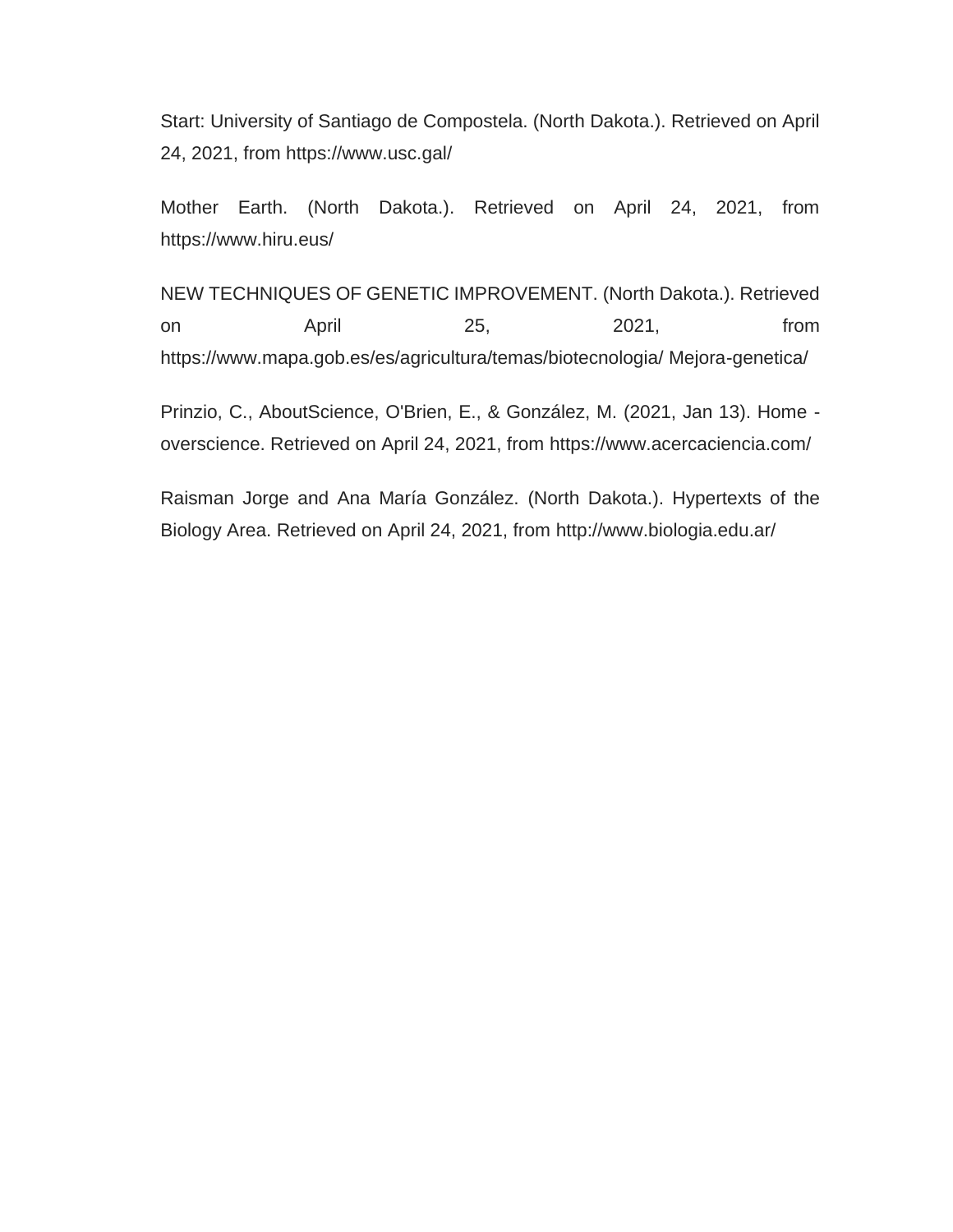Start: University of Santiago de Compostela. (North Dakota.). Retrieved on April 24, 2021, from https://www.usc.gal/

Mother Earth. (North Dakota.). Retrieved on April 24, 2021, from https://www.hiru.eus/

NEW TECHNIQUES OF GENETIC IMPROVEMENT. (North Dakota.). Retrieved on April 25, 2021, from https://www.mapa.gob.es/es/agricultura/temas/biotecnologia/ Mejora-genetica/

Prinzio, C., AboutScience, O'Brien, E., & González, M. (2021, Jan 13). Home - overscience. Retrieved on April 24, 2021, from https://www.acercaciencia.com/

Raisman Jorge and Ana María González. (North Dakota.). Hypertexts of the Biology Area. Retrieved on April 24, 2021, from http://www.biologia.edu.ar/